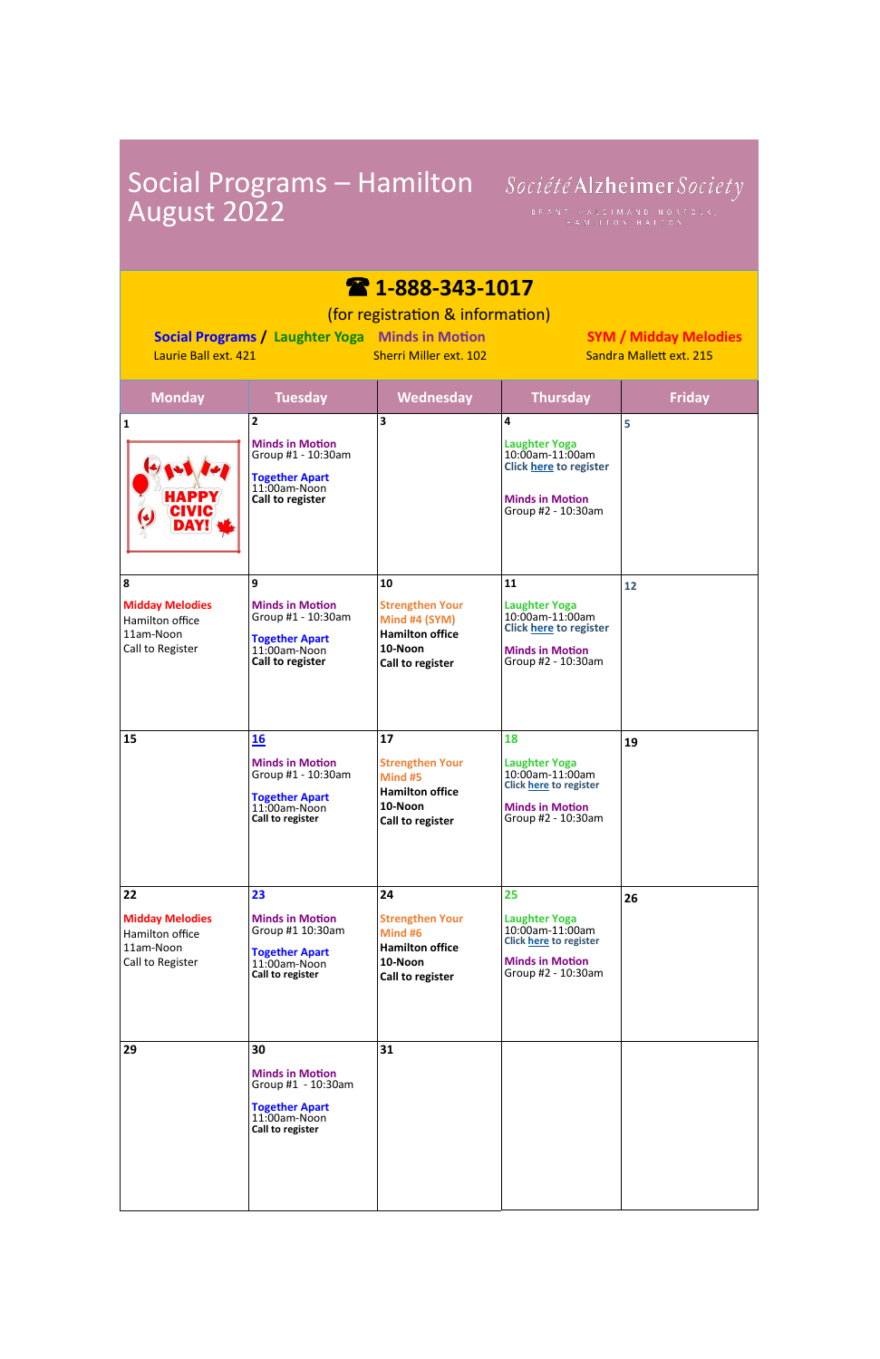# Social Programs – Hamilton August 2022

Société Alzheimer Society
BRANT, HALDIMAND NORFOLK, HAMILTON HALTON

☎ 1-888-343-1017

(for registration & information)

**Social Programs / Laughter Yoga** — Laurie Ball ext. 421

**Minds in Motion** — Sherri Miller ext. 102

**SYM / Midday Melodies** — Sandra Mallett ext. 215

| Monday | Tuesday | Wednesday | Thursday | Friday |
|---|---|---|---|---|
| 1<br>HAPPY CIVIC DAY! | 2<br>**Minds in Motion**<br>Group #1 - 10:30am<br>**Together Apart**<br>11:00am-Noon<br>**Call to register** | 3 | 4<br>**Laughter Yoga**<br>10:00am-11:00am<br>Click here to register<br>**Minds in Motion**<br>Group #2 - 10:30am | 5 |
| 8<br>**Midday Melodies**<br>Hamilton office<br>11am-Noon<br>Call to Register | 9<br>**Minds in Motion**<br>Group #1 - 10:30am<br>**Together Apart**<br>11:00am-Noon<br>**Call to register** | 10<br>**Strengthen Your Mind #4 (SYM)**<br>**Hamilton office**<br>**10-Noon**<br>**Call to register** | 11<br>**Laughter Yoga**<br>10:00am-11:00am<br>Click here to register<br>**Minds in Motion**<br>Group #2 - 10:30am | 12 |
| 15 | 16<br>**Minds in Motion**<br>Group #1 - 10:30am<br>**Together Apart**<br>11:00am-Noon<br>**Call to register** | 17<br>**Strengthen Your Mind #5**<br>**Hamilton office**<br>**10-Noon**<br>**Call to register** | 18<br>**Laughter Yoga**<br>10:00am-11:00am<br>Click here to register<br>**Minds in Motion**<br>Group #2 - 10:30am | 19 |
| 22<br>**Midday Melodies**<br>Hamilton office<br>11am-Noon<br>Call to Register | 23<br>**Minds in Motion**<br>Group #1 10:30am<br>**Together Apart**<br>11:00am-Noon<br>**Call to register** | 24<br>**Strengthen Your Mind #6**<br>**Hamilton office**<br>**10-Noon**<br>**Call to register** | 25<br>**Laughter Yoga**<br>10:00am-11:00am<br>Click here to register<br>**Minds in Motion**<br>Group #2 - 10:30am | 26 |
| 29 | 30<br>**Minds in Motion**<br>Group #1 - 10:30am<br>**Together Apart**<br>11:00am-Noon<br>**Call to register** | 31 | | |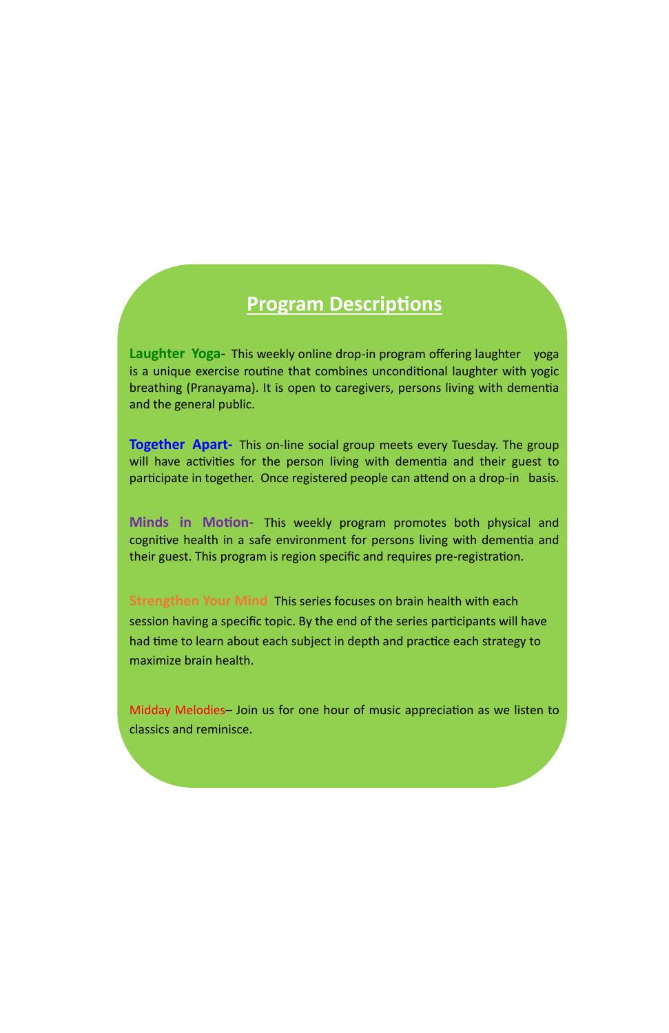## Program Descriptions

**Laughter Yoga**- This weekly online drop-in program offering laughter yoga is a unique exercise routine that combines unconditional laughter with yogic breathing (Pranayama). It is open to caregivers, persons living with dementia and the general public.

**Together Apart-** This on-line social group meets every Tuesday. The group will have activities for the person living with dementia and their guest to participate in together. Once registered people can attend on a drop-in basis.

**Minds in Motion**- This weekly program promotes both physical and cognitive health in a safe environment for persons living with dementia and their guest. This program is region specific and requires pre-registration.

Strengthen Your Mind This series focuses on brain health with each session having a specific topic. By the end of the series participants will have had time to learn about each subject in depth and practice each strategy to maximize brain health.

Midday Melodies– Join us for one hour of music appreciation as we listen to classics and reminisce.